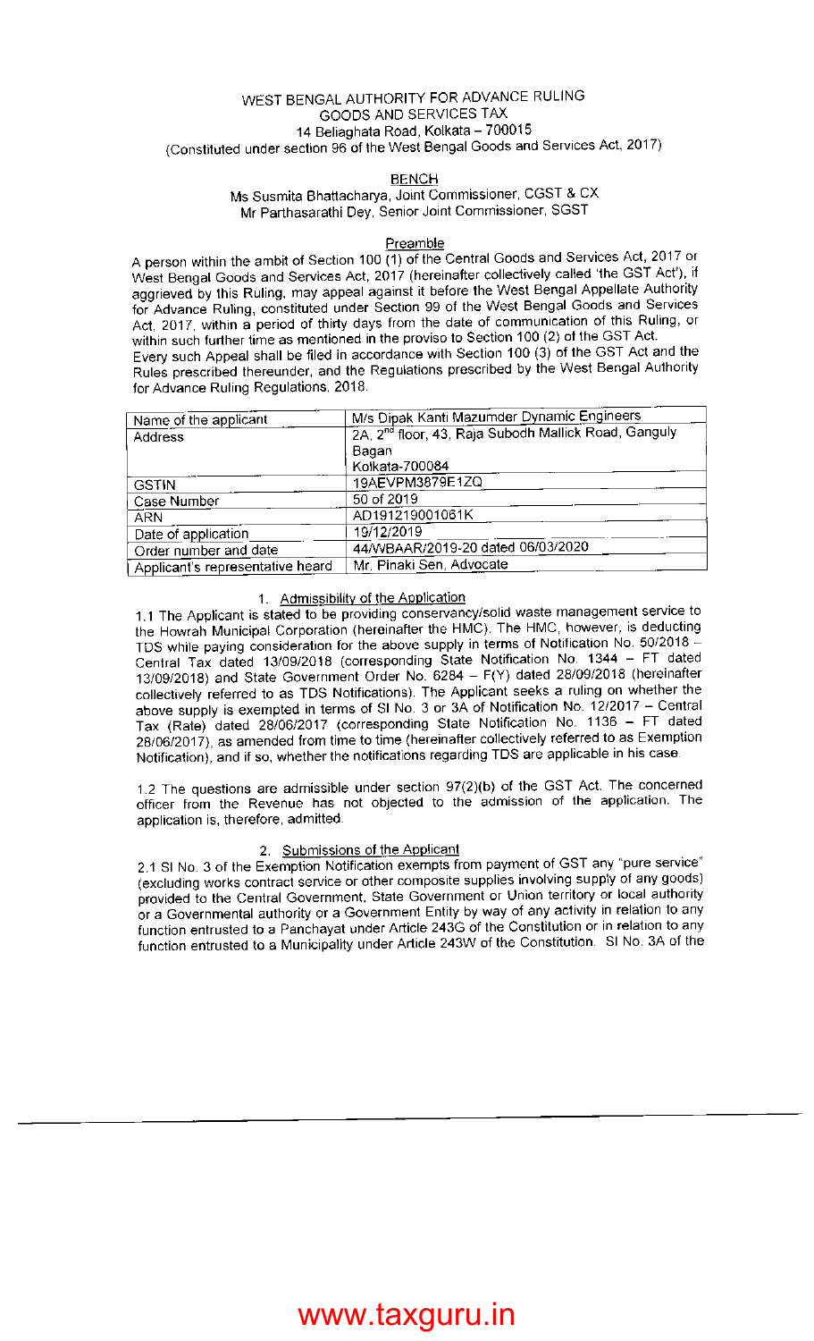WEST BENGAL AUTHORITY FOR ADVANCE RULING
GOODS AND SERVICES TAX
14 Beliaghata Road, Kolkata – 700015
(Constituted under section 96 of the West Bengal Goods and Services Act, 2017)

BENCH

Ms Susmita Bhattacharya, Joint Commissioner, CGST & CX
Mr Parthasarathi Dey, Senior Joint Commissioner, SGST

Preamble

A person within the ambit of Section 100 (1) of the Central Goods and Services Act, 2017 or West Bengal Goods and Services Act, 2017 (hereinafter collectively called 'the GST Act'), if aggrieved by this Ruling, may appeal against it before the West Bengal Appellate Authority for Advance Ruling, constituted under Section 99 of the West Bengal Goods and Services Act, 2017, within a period of thirty days from the date of communication of this Ruling, or within such further time as mentioned in the proviso to Section 100 (2) of the GST Act.
Every such Appeal shall be filed in accordance with Section 100 (3) of the GST Act and the Rules prescribed thereunder, and the Regulations prescribed by the West Bengal Authority for Advance Ruling Regulations, 2018.

| Name of the applicant | M/s Dipak Kanti Mazumder Dynamic Engineers |
|---|---|
| Address | 2A, 2nd floor, 43, Raja Subodh Mallick Road, Ganguly Bagan Kolkata-700084 |
| GSTIN | 19AEVPM3879E1ZQ |
| Case Number | 50 of 2019 |
| ARN | AD191219001061K |
| Date of application | 19/12/2019 |
| Order number and date | 44/WBAAR/2019-20 dated 06/03/2020 |
| Applicant's representative heard | Mr. Pinaki Sen, Advocate |

1. Admissibility of the Application

1.1 The Applicant is stated to be providing conservancy/solid waste management service to the Howrah Municipal Corporation (hereinafter the HMC). The HMC, however, is deducting TDS while paying consideration for the above supply in terms of Notification No. 50/2018 – Central Tax dated 13/09/2018 (corresponding State Notification No. 1344 – FT dated 13/09/2018) and State Government Order No. 6284 – F(Y) dated 28/09/2018 (hereinafter collectively referred to as TDS Notifications). The Applicant seeks a ruling on whether the above supply is exempted in terms of Sl No. 3 or 3A of Notification No. 12/2017 – Central Tax (Rate) dated 28/06/2017 (corresponding State Notification No. 1136 – FT dated 28/06/2017), as amended from time to time (hereinafter collectively referred to as Exemption Notification), and if so, whether the notifications regarding TDS are applicable in his case.

1.2 The questions are admissible under section 97(2)(b) of the GST Act. The concerned officer from the Revenue has not objected to the admission of the application. The application is, therefore, admitted.

2. Submissions of the Applicant

2.1 Sl No. 3 of the Exemption Notification exempts from payment of GST any "pure service" (excluding works contract service or other composite supplies involving supply of any goods) provided to the Central Government, State Government or Union territory or local authority or a Governmental authority or a Government Entity by way of any activity in relation to any function entrusted to a Panchayat under Article 243G of the Constitution or in relation to any function entrusted to a Municipality under Article 243W of the Constitution. Sl No. 3A of the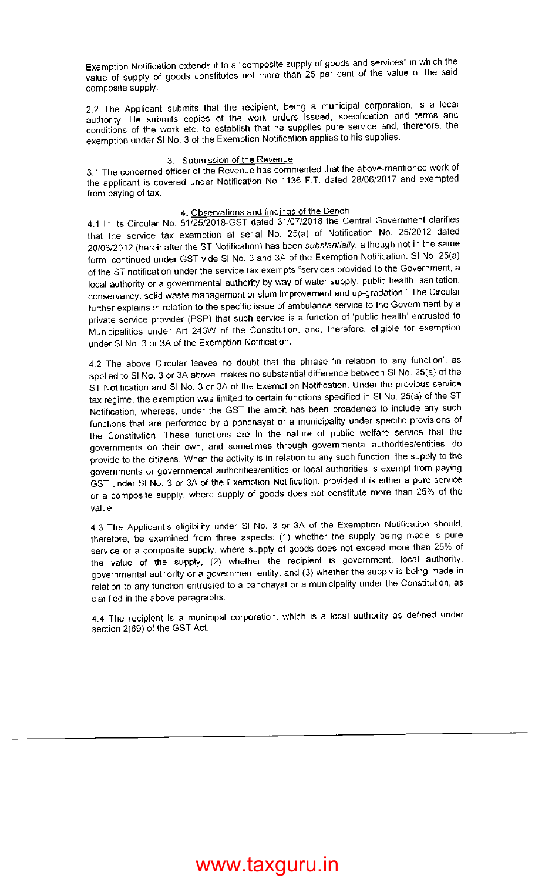Exemption Notification extends it to a "composite supply of goods and services" in which the value of supply of goods constitutes not more than 25 per cent of the value of the said composite supply.

2.2 The Applicant submits that the recipient, being a municipal corporation, is a local authority. He submits copies of the work orders issued, specification and terms and conditions of the work etc. to establish that he supplies pure service and, therefore, the exemption under Sl No. 3 of the Exemption Notification applies to his supplies.

### 3. Submission of the Revenue

3.1 The concerned officer of the Revenue has commented that the above-mentioned work of the applicant is covered under Notification No 1136 F.T. dated 28/06/2017 and exempted from paying of tax.

### 4. Observations and findings of the Bench

4.1 In its Circular No. 51/25/2018-GST dated 31/07/2018 the Central Government clarifies that the service tax exemption at serial No. 25(a) of Notification No. 25/2012 dated 20/06/2012 (hereinafter the ST Notification) has been *substantially*, although not in the same form, continued under GST vide Sl No. 3 and 3A of the Exemption Notification. Sl No. 25(a) of the ST notification under the service tax exempts "services provided to the Government, a local authority or a governmental authority by way of water supply, public health, sanitation, conservancy, solid waste management or slum improvement and up-gradation." The Circular further explains in relation to the specific issue of ambulance service to the Government by a private service provider (PSP) that such service is a function of 'public health' entrusted to Municipalities under Art 243W of the Constitution, and, therefore, eligible for exemption under Sl No. 3 or 3A of the Exemption Notification.

4.2 The above Circular leaves no doubt that the phrase 'in relation to any function', as applied to Sl No. 3 or 3A above, makes no substantial difference between Sl No. 25(a) of the ST Notification and Sl No. 3 or 3A of the Exemption Notification. Under the previous service tax regime, the exemption was limited to certain functions specified in Sl No. 25(a) of the ST Notification, whereas, under the GST the ambit has been broadened to include any such functions that are performed by a panchayat or a municipality under specific provisions of the Constitution. These functions are in the nature of public welfare service that the governments on their own, and sometimes through governmental authorities/entities, do provide to the citizens. When the activity is in relation to any such function, the supply to the governments or governmental authorities/entities or local authorities is exempt from paying GST under Sl No. 3 or 3A of the Exemption Notification, provided it is either a pure service or a composite supply, where supply of goods does not constitute more than 25% of the value.

4.3 The Applicant's eligibility under Sl No. 3 or 3A of the Exemption Notification should, therefore, be examined from three aspects: (1) whether the supply being made is pure service or a composite supply, where supply of goods does not exceed more than 25% of the value of the supply, (2) whether the recipient is government, local authority, governmental authority or a government entity, and (3) whether the supply is being made in relation to any function entrusted to a panchayat or a municipality under the Constitution, as clarified in the above paragraphs.

4.4 The recipient is a municipal corporation, which is a local authority as defined under section 2(69) of the GST Act.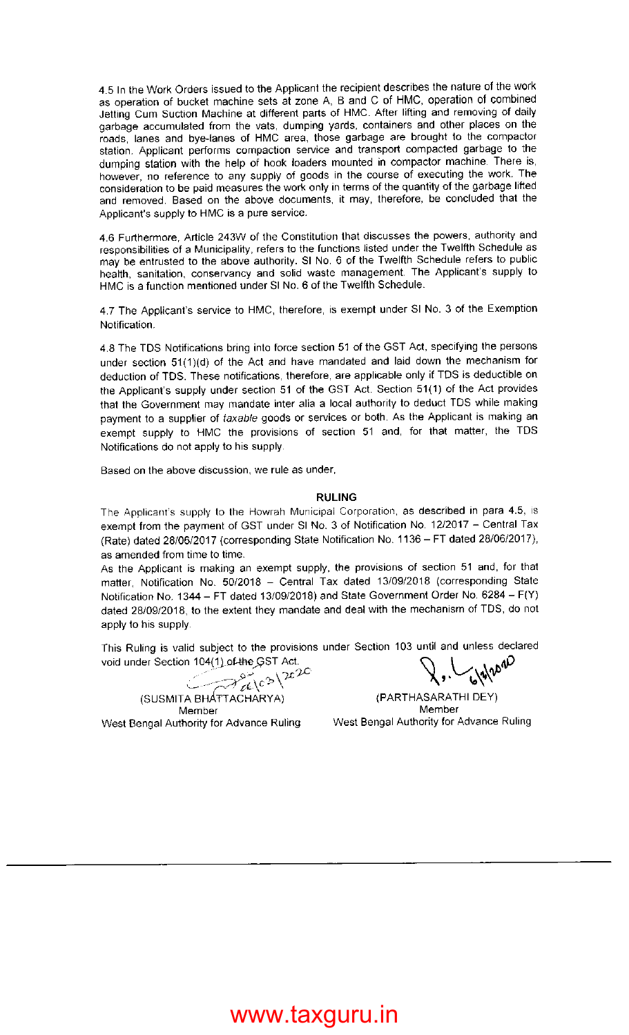4.5 In the Work Orders issued to the Applicant the recipient describes the nature of the work as operation of bucket machine sets at zone A, B and C of HMC, operation of combined Jetting Cum Suction Machine at different parts of HMC. After lifting and removing of daily garbage accumulated from the vats, dumping yards, containers and other places on the roads, lanes and bye-lanes of HMC area, those garbage are brought to the compactor station. Applicant performs compaction service and transport compacted garbage to the dumping station with the help of hook loaders mounted in compactor machine. There is, however, no reference to any supply of goods in the course of executing the work. The consideration to be paid measures the work only in terms of the quantity of the garbage lifted and removed. Based on the above documents, it may, therefore, be concluded that the Applicant's supply to HMC is a pure service.

4.6 Furthermore, Article 243W of the Constitution that discusses the powers, authority and responsibilities of a Municipality, refers to the functions listed under the Twelfth Schedule as may be entrusted to the above authority. Sl No. 6 of the Twelfth Schedule refers to public health, sanitation, conservancy and solid waste management. The Applicant's supply to HMC is a function mentioned under Sl No. 6 of the Twelfth Schedule.

4.7 The Applicant's service to HMC, therefore, is exempt under Sl No. 3 of the Exemption Notification.

4.8 The TDS Notifications bring into force section 51 of the GST Act, specifying the persons under section 51(1)(d) of the Act and have mandated and laid down the mechanism for deduction of TDS. These notifications, therefore, are applicable only if TDS is deductible on the Applicant's supply under section 51 of the GST Act. Section 51(1) of the Act provides that the Government may mandate inter alia a local authority to deduct TDS while making payment to a supplier of *taxable* goods or services or both. As the Applicant is making an exempt supply to HMC the provisions of section 51 and, for that matter, the TDS Notifications do not apply to his supply.

Based on the above discussion, we rule as under,

**RULING**

The Applicant's supply to the Howrah Municipal Corporation, as described in para 4.5, is exempt from the payment of GST under Sl No. 3 of Notification No. 12/2017 – Central Tax (Rate) dated 28/06/2017 (corresponding State Notification No. 1136 – FT dated 28/06/2017), as amended from time to time.

As the Applicant is making an exempt supply, the provisions of section 51 and, for that matter, Notification No. 50/2018 – Central Tax dated 13/09/2018 (corresponding State Notification No. 1344 – FT dated 13/09/2018) and State Government Order No. 6284 – F(Y) dated 28/09/2018, to the extent they mandate and deal with the mechanism of TDS, do not apply to his supply.

This Ruling is valid subject to the provisions under Section 103 until and unless declared void under Section 104(1) of the GST Act.

(SUSMITA BHATTACHARYA)
Member
West Bengal Authority for Advance Ruling

(PARTHASARATHI DEY)
Member
West Bengal Authority for Advance Ruling